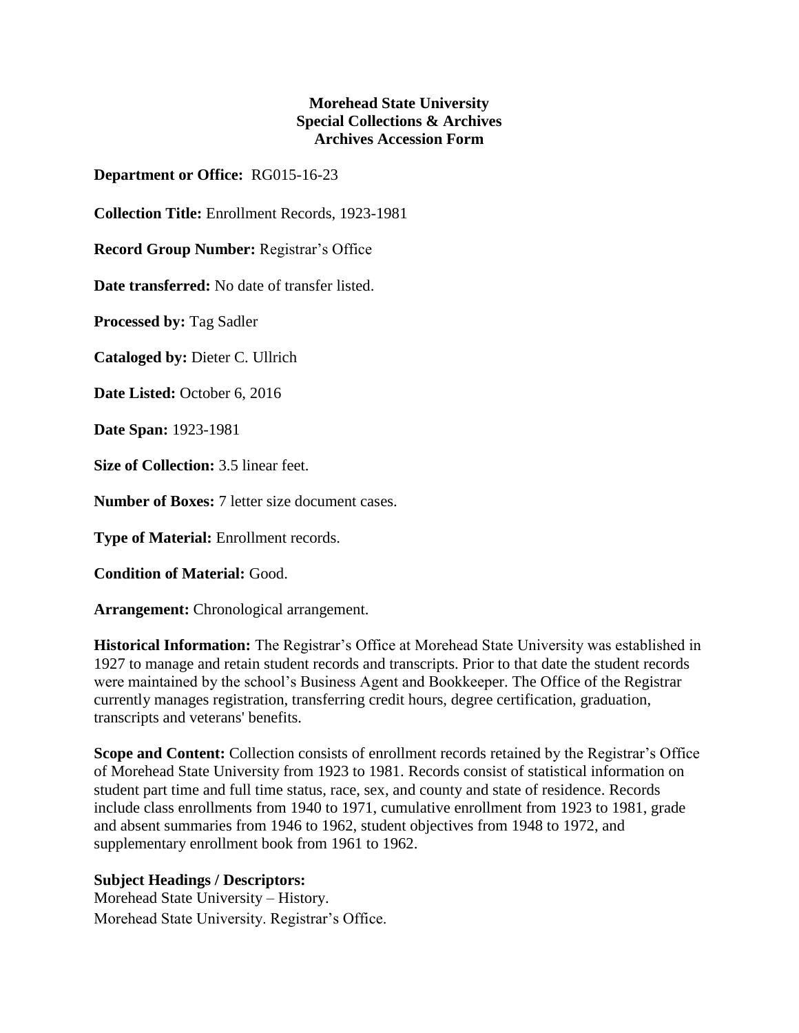**Morehead State University**
**Special Collections & Archives**
**Archives Accession Form**

**Department or Office:** RG015-16-23

**Collection Title:** Enrollment Records, 1923-1981

**Record Group Number:** Registrar's Office

**Date transferred:** No date of transfer listed.

**Processed by:** Tag Sadler

**Cataloged by:** Dieter C. Ullrich

**Date Listed:** October 6, 2016

**Date Span:** 1923-1981

**Size of Collection:** 3.5 linear feet.

**Number of Boxes:** 7 letter size document cases.

**Type of Material:** Enrollment records.

**Condition of Material:** Good.

**Arrangement:** Chronological arrangement.

**Historical Information:** The Registrar's Office at Morehead State University was established in 1927 to manage and retain student records and transcripts. Prior to that date the student records were maintained by the school's Business Agent and Bookkeeper. The Office of the Registrar currently manages registration, transferring credit hours, degree certification, graduation, transcripts and veterans' benefits.

**Scope and Content:** Collection consists of enrollment records retained by the Registrar's Office of Morehead State University from 1923 to 1981. Records consist of statistical information on student part time and full time status, race, sex, and county and state of residence. Records include class enrollments from 1940 to 1971, cumulative enrollment from 1923 to 1981, grade and absent summaries from 1946 to 1962, student objectives from 1948 to 1972, and supplementary enrollment book from 1961 to 1962.

**Subject Headings / Descriptors:**
Morehead State University – History.
Morehead State University. Registrar's Office.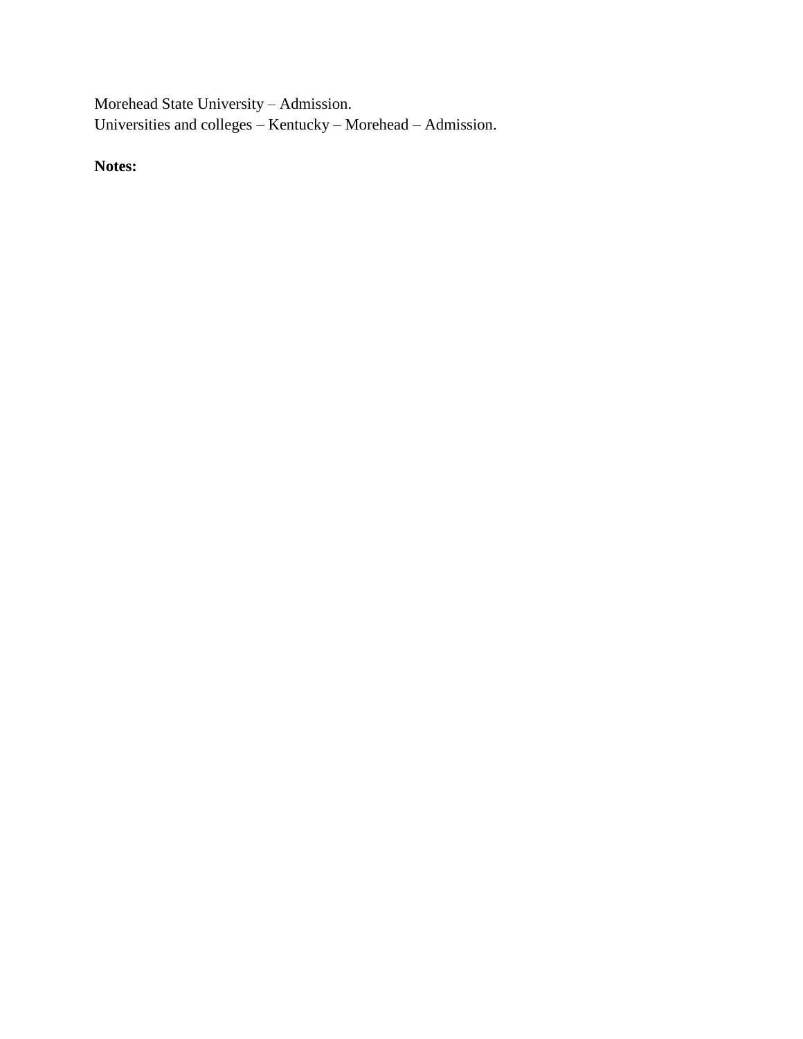Morehead State University – Admission.
Universities and colleges – Kentucky – Morehead – Admission.

**Notes:**